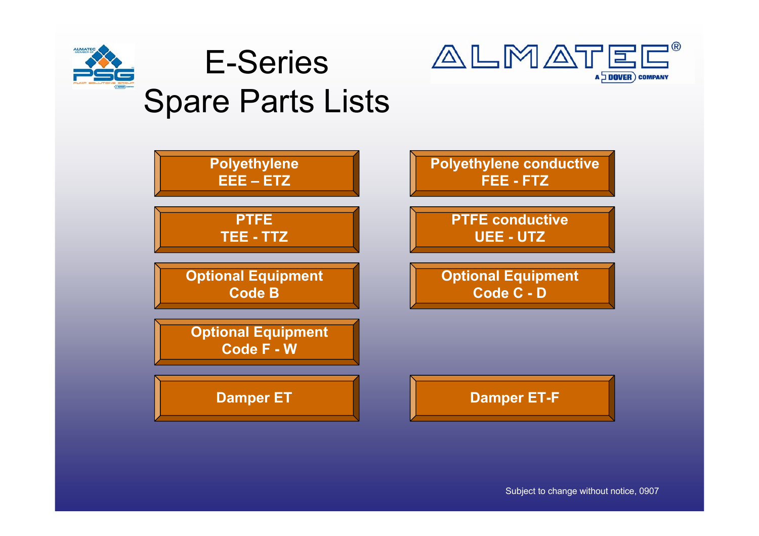# E-Series Spare Parts Lists

- **Polyethylene EEE – ETZ**
- **Polyethylene conductive FEE - FTZ**
- **PTFE TEE - TTZ**
- **PTFE conductive UEE - UTZ**
- **Optional Equipment Code B**
- **Optional Equipment Code C - D**
- **Optional Equipment Code F - W**
- **Damper ET**
- **Damper ET-F**

Subject to change without notice, 0907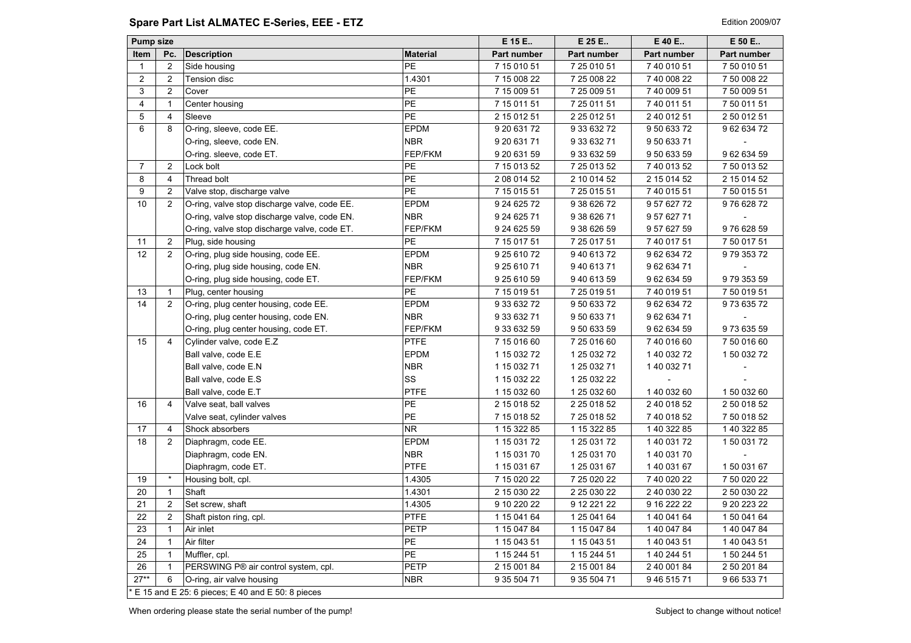## Spare Part List ALMATEC E-Series, EEE - ETZ

Edition 2009/07

| Pump size | | | | E 15 E.. | E 25 E.. | E 40 E.. | E 50 E.. |
|---|---|---|---|---|---|---|---|
| Item | Pc. | Description | Material | Part number | Part number | Part number | Part number |
| 1 | 2 | Side housing | PE | 7 15 010 51 | 7 25 010 51 | 7 40 010 51 | 7 50 010 51 |
| 2 | 2 | Tension disc | 1.4301 | 7 15 008 22 | 7 25 008 22 | 7 40 008 22 | 7 50 008 22 |
| 3 | 2 | Cover | PE | 7 15 009 51 | 7 25 009 51 | 7 40 009 51 | 7 50 009 51 |
| 4 | 1 | Center housing | PE | 7 15 011 51 | 7 25 011 51 | 7 40 011 51 | 7 50 011 51 |
| 5 | 4 | Sleeve | PE | 2 15 012 51 | 2 25 012 51 | 2 40 012 51 | 2 50 012 51 |
| 6 | 8 | O-ring, sleeve, code EE. | EPDM | 9 20 631 72 | 9 33 632 72 | 9 50 633 72 | 9 62 634 72 |
| | | O-ring, sleeve, code EN. | NBR | 9 20 631 71 | 9 33 632 71 | 9 50 633 71 | - |
| | | O-ring. sleeve, code ET. | FEP/FKM | 9 20 631 59 | 9 33 632 59 | 9 50 633 59 | 9 62 634 59 |
| 7 | 2 | Lock bolt | PE | 7 15 013 52 | 7 25 013 52 | 7 40 013 52 | 7 50 013 52 |
| 8 | 4 | Thread bolt | PE | 2 08 014 52 | 2 10 014 52 | 2 15 014 52 | 2 15 014 52 |
| 9 | 2 | Valve stop, discharge valve | PE | 7 15 015 51 | 7 25 015 51 | 7 40 015 51 | 7 50 015 51 |
| 10 | 2 | O-ring, valve stop discharge valve, code EE. | EPDM | 9 24 625 72 | 9 38 626 72 | 9 57 627 72 | 9 76 628 72 |
| | | O-ring, valve stop discharge valve, code EN. | NBR | 9 24 625 71 | 9 38 626 71 | 9 57 627 71 | - |
| | | O-ring, valve stop discharge valve, code ET. | FEP/FKM | 9 24 625 59 | 9 38 626 59 | 9 57 627 59 | 9 76 628 59 |
| 11 | 2 | Plug, side housing | PE | 7 15 017 51 | 7 25 017 51 | 7 40 017 51 | 7 50 017 51 |
| 12 | 2 | O-ring, plug side housing, code EE. | EPDM | 9 25 610 72 | 9 40 613 72 | 9 62 634 72 | 9 79 353 72 |
| | | O-ring, plug side housing, code EN. | NBR | 9 25 610 71 | 9 40 613 71 | 9 62 634 71 | - |
| | | O-ring, plug side housing, code ET. | FEP/FKM | 9 25 610 59 | 9 40 613 59 | 9 62 634 59 | 9 79 353 59 |
| 13 | 1 | Plug, center housing | PE | 7 15 019 51 | 7 25 019 51 | 7 40 019 51 | 7 50 019 51 |
| 14 | 2 | O-ring, plug center housing, code EE. | EPDM | 9 33 632 72 | 9 50 633 72 | 9 62 634 72 | 9 73 635 72 |
| | | O-ring, plug center housing, code EN. | NBR | 9 33 632 71 | 9 50 633 71 | 9 62 634 71 | - |
| | | O-ring, plug center housing, code ET. | FEP/FKM | 9 33 632 59 | 9 50 633 59 | 9 62 634 59 | 9 73 635 59 |
| 15 | 4 | Cylinder valve, code E.Z | PTFE | 7 15 016 60 | 7 25 016 60 | 7 40 016 60 | 7 50 016 60 |
| | | Ball valve, code E.E | EPDM | 1 15 032 72 | 1 25 032 72 | 1 40 032 72 | 1 50 032 72 |
| | | Ball valve, code E.N | NBR | 1 15 032 71 | 1 25 032 71 | 1 40 032 71 | - |
| | | Ball valve, code E.S | SS | 1 15 032 22 | 1 25 032 22 | - | - |
| | | Ball valve, code E.T | PTFE | 1 15 032 60 | 1 25 032 60 | 1 40 032 60 | 1 50 032 60 |
| 16 | 4 | Valve seat, ball valves | PE | 2 15 018 52 | 2 25 018 52 | 2 40 018 52 | 2 50 018 52 |
| | | Valve seat, cylinder valves | PE | 7 15 018 52 | 7 25 018 52 | 7 40 018 52 | 7 50 018 52 |
| 17 | 4 | Shock absorbers | NR | 1 15 322 85 | 1 15 322 85 | 1 40 322 85 | 1 40 322 85 |
| 18 | 2 | Diaphragm, code EE. | EPDM | 1 15 031 72 | 1 25 031 72 | 1 40 031 72 | 1 50 031 72 |
| | | Diaphragm, code EN. | NBR | 1 15 031 70 | 1 25 031 70 | 1 40 031 70 | - |
| | | Diaphragm, code ET. | PTFE | 1 15 031 67 | 1 25 031 67 | 1 40 031 67 | 1 50 031 67 |
| 19 | * | Housing bolt, cpl. | 1.4305 | 7 15 020 22 | 7 25 020 22 | 7 40 020 22 | 7 50 020 22 |
| 20 | 1 | Shaft | 1.4301 | 2 15 030 22 | 2 25 030 22 | 2 40 030 22 | 2 50 030 22 |
| 21 | 2 | Set screw, shaft | 1.4305 | 9 10 220 22 | 9 12 221 22 | 9 16 222 22 | 9 20 223 22 |
| 22 | 2 | Shaft piston ring, cpl. | PTFE | 1 15 041 64 | 1 25 041 64 | 1 40 041 64 | 1 50 041 64 |
| 23 | 1 | Air inlet | PETP | 1 15 047 84 | 1 15 047 84 | 1 40 047 84 | 1 40 047 84 |
| 24 | 1 | Air filter | PE | 1 15 043 51 | 1 15 043 51 | 1 40 043 51 | 1 40 043 51 |
| 25 | 1 | Muffler, cpl. | PE | 1 15 244 51 | 1 15 244 51 | 1 40 244 51 | 1 50 244 51 |
| 26 | 1 | PERSWING P® air control system, cpl. | PETP | 2 15 001 84 | 2 15 001 84 | 2 40 001 84 | 2 50 201 84 |
| 27** | 6 | O-ring, air valve housing | NBR | 9 35 504 71 | 9 35 504 71 | 9 46 515 71 | 9 66 533 71 |

* E 15 and E 25: 6 pieces; E 40 and E 50: 8 pieces

When ordering please state the serial number of the pump!

Subject to change without notice!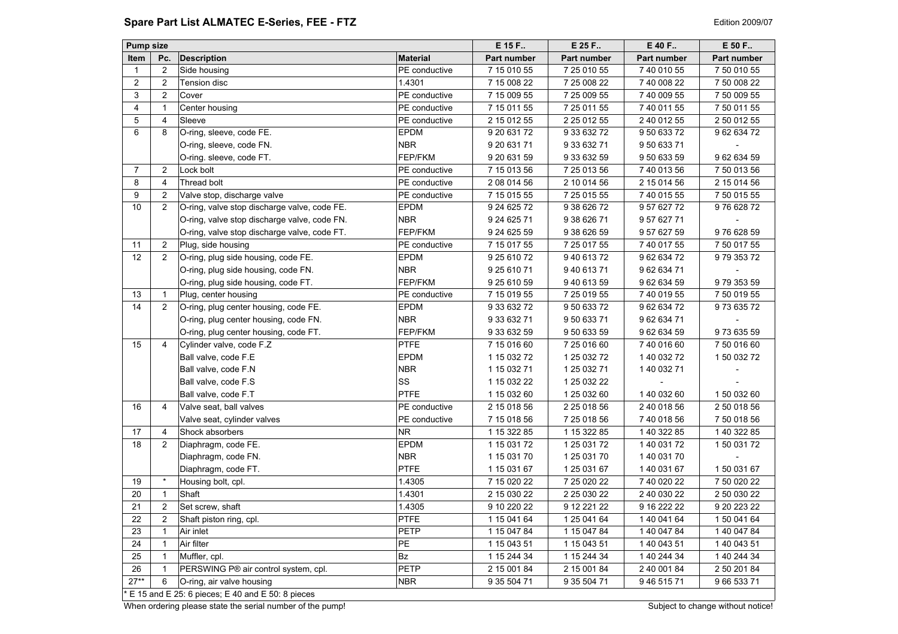## Spare Part List ALMATEC E-Series, FEE - FTZ

Edition 2009/07

| Pump size | | | | E 15 F.. | E 25 F.. | E 40 F.. | E 50 F.. |
|---|---|---|---|---|---|---|---|
| Item | Pc. | Description | Material | Part number | Part number | Part number | Part number |
| 1 | 2 | Side housing | PE conductive | 7 15 010 55 | 7 25 010 55 | 7 40 010 55 | 7 50 010 55 |
| 2 | 2 | Tension disc | 1.4301 | 7 15 008 22 | 7 25 008 22 | 7 40 008 22 | 7 50 008 22 |
| 3 | 2 | Cover | PE conductive | 7 15 009 55 | 7 25 009 55 | 7 40 009 55 | 7 50 009 55 |
| 4 | 1 | Center housing | PE conductive | 7 15 011 55 | 7 25 011 55 | 7 40 011 55 | 7 50 011 55 |
| 5 | 4 | Sleeve | PE conductive | 2 15 012 55 | 2 25 012 55 | 2 40 012 55 | 2 50 012 55 |
| 6 | 8 | O-ring, sleeve, code FE. | EPDM | 9 20 631 72 | 9 33 632 72 | 9 50 633 72 | 9 62 634 72 |
| | | O-ring, sleeve, code FN. | NBR | 9 20 631 71 | 9 33 632 71 | 9 50 633 71 | - |
| | | O-ring. sleeve, code FT. | FEP/FKM | 9 20 631 59 | 9 33 632 59 | 9 50 633 59 | 9 62 634 59 |
| 7 | 2 | Lock bolt | PE conductive | 7 15 013 56 | 7 25 013 56 | 7 40 013 56 | 7 50 013 56 |
| 8 | 4 | Thread bolt | PE conductive | 2 08 014 56 | 2 10 014 56 | 2 15 014 56 | 2 15 014 56 |
| 9 | 2 | Valve stop, discharge valve | PE conductive | 7 15 015 55 | 7 25 015 55 | 7 40 015 55 | 7 50 015 55 |
| 10 | 2 | O-ring, valve stop discharge valve, code FE. | EPDM | 9 24 625 72 | 9 38 626 72 | 9 57 627 72 | 9 76 628 72 |
| | | O-ring, valve stop discharge valve, code FN. | NBR | 9 24 625 71 | 9 38 626 71 | 9 57 627 71 | - |
| | | O-ring, valve stop discharge valve, code FT. | FEP/FKM | 9 24 625 59 | 9 38 626 59 | 9 57 627 59 | 9 76 628 59 |
| 11 | 2 | Plug, side housing | PE conductive | 7 15 017 55 | 7 25 017 55 | 7 40 017 55 | 7 50 017 55 |
| 12 | 2 | O-ring, plug side housing, code FE. | EPDM | 9 25 610 72 | 9 40 613 72 | 9 62 634 72 | 9 79 353 72 |
| | | O-ring, plug side housing, code FN. | NBR | 9 25 610 71 | 9 40 613 71 | 9 62 634 71 | - |
| | | O-ring, plug side housing, code FT. | FEP/FKM | 9 25 610 59 | 9 40 613 59 | 9 62 634 59 | 9 79 353 59 |
| 13 | 1 | Plug, center housing | PE conductive | 7 15 019 55 | 7 25 019 55 | 7 40 019 55 | 7 50 019 55 |
| 14 | 2 | O-ring, plug center housing, code FE. | EPDM | 9 33 632 72 | 9 50 633 72 | 9 62 634 72 | 9 73 635 72 |
| | | O-ring, plug center housing, code FN. | NBR | 9 33 632 71 | 9 50 633 71 | 9 62 634 71 | - |
| | | O-ring, plug center housing, code FT. | FEP/FKM | 9 33 632 59 | 9 50 633 59 | 9 62 634 59 | 9 73 635 59 |
| 15 | 4 | Cylinder valve, code F.Z | PTFE | 7 15 016 60 | 7 25 016 60 | 7 40 016 60 | 7 50 016 60 |
| | | Ball valve, code F.E | EPDM | 1 15 032 72 | 1 25 032 72 | 1 40 032 72 | 1 50 032 72 |
| | | Ball valve, code F.N | NBR | 1 15 032 71 | 1 25 032 71 | 1 40 032 71 | - |
| | | Ball valve, code F.S | SS | 1 15 032 22 | 1 25 032 22 | - | - |
| | | Ball valve, code F.T | PTFE | 1 15 032 60 | 1 25 032 60 | 1 40 032 60 | 1 50 032 60 |
| 16 | 4 | Valve seat, ball valves | PE conductive | 2 15 018 56 | 2 25 018 56 | 2 40 018 56 | 2 50 018 56 |
| | | Valve seat, cylinder valves | PE conductive | 7 15 018 56 | 7 25 018 56 | 7 40 018 56 | 7 50 018 56 |
| 17 | 4 | Shock absorbers | NR | 1 15 322 85 | 1 15 322 85 | 1 40 322 85 | 1 40 322 85 |
| 18 | 2 | Diaphragm, code FE. | EPDM | 1 15 031 72 | 1 25 031 72 | 1 40 031 72 | 1 50 031 72 |
| | | Diaphragm, code FN. | NBR | 1 15 031 70 | 1 25 031 70 | 1 40 031 70 | - |
| | | Diaphragm, code FT. | PTFE | 1 15 031 67 | 1 25 031 67 | 1 40 031 67 | 1 50 031 67 |
| 19 | * | Housing bolt, cpl. | 1.4305 | 7 15 020 22 | 7 25 020 22 | 7 40 020 22 | 7 50 020 22 |
| 20 | 1 | Shaft | 1.4301 | 2 15 030 22 | 2 25 030 22 | 2 40 030 22 | 2 50 030 22 |
| 21 | 2 | Set screw, shaft | 1.4305 | 9 10 220 22 | 9 12 221 22 | 9 16 222 22 | 9 20 223 22 |
| 22 | 2 | Shaft piston ring, cpl. | PTFE | 1 15 041 64 | 1 25 041 64 | 1 40 041 64 | 1 50 041 64 |
| 23 | 1 | Air inlet | PETP | 1 15 047 84 | 1 15 047 84 | 1 40 047 84 | 1 40 047 84 |
| 24 | 1 | Air filter | PE | 1 15 043 51 | 1 15 043 51 | 1 40 043 51 | 1 40 043 51 |
| 25 | 1 | Muffler, cpl. | Bz | 1 15 244 34 | 1 15 244 34 | 1 40 244 34 | 1 40 244 34 |
| 26 | 1 | PERSWING P® air control system, cpl. | PETP | 2 15 001 84 | 2 15 001 84 | 2 40 001 84 | 2 50 201 84 |
| 27** | 6 | O-ring, air valve housing | NBR | 9 35 504 71 | 9 35 504 71 | 9 46 515 71 | 9 66 533 71 |

* E 15 and E 25: 6 pieces; E 40 and E 50: 8 pieces

When ordering please state the serial number of the pump!

Subject to change without notice!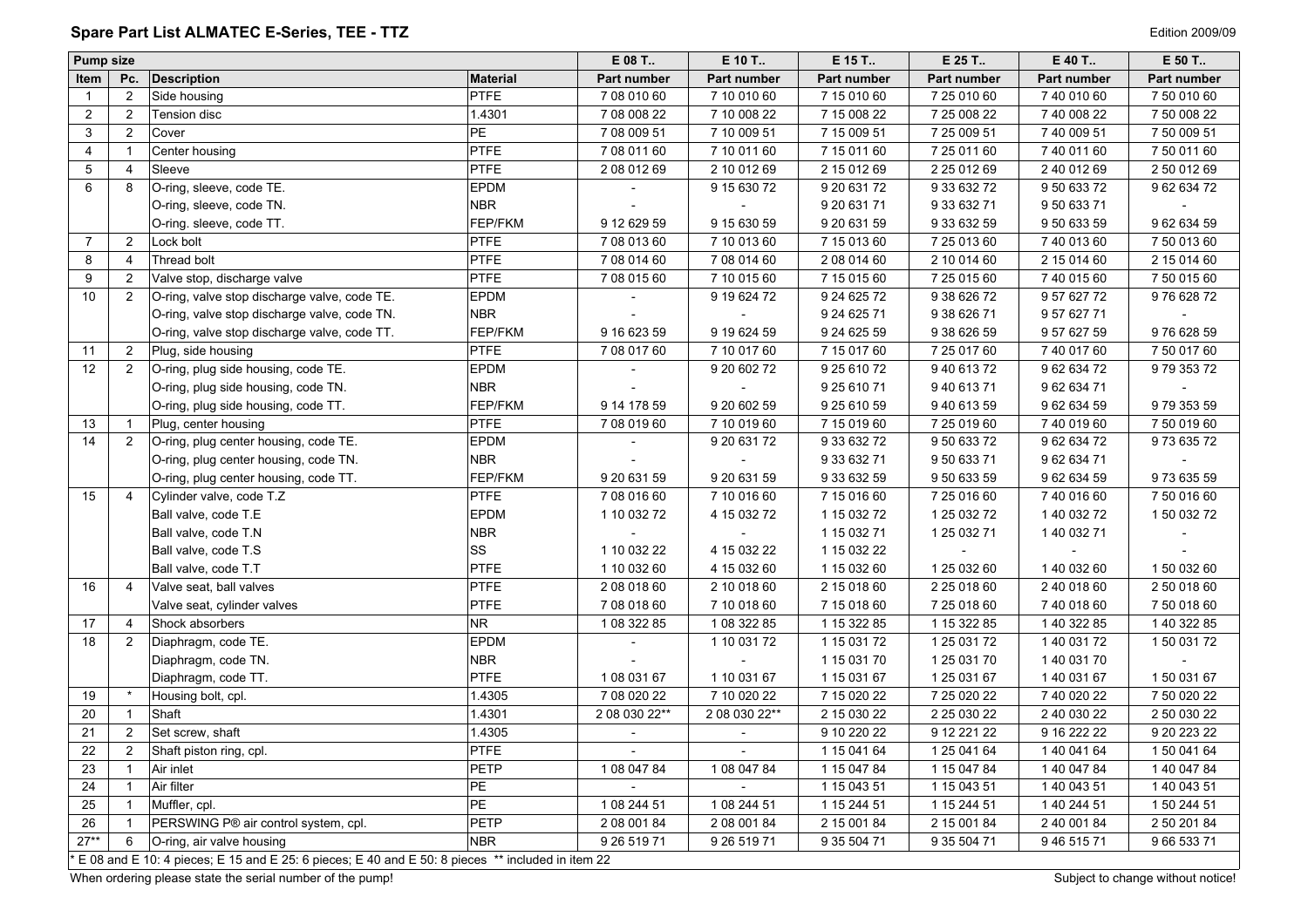## Spare Part List ALMATEC E-Series, TEE - TTZ

Edition 2009/09

| Pump size | | | | E 08 T.. | E 10 T.. | E 15 T.. | E 25 T.. | E 40 T.. | E 50 T.. |
|---|---|---|---|---|---|---|---|---|---|
| **Item** | **Pc.** | **Description** | **Material** | **Part number** | **Part number** | **Part number** | **Part number** | **Part number** | **Part number** |
| 1 | 2 | Side housing | PTFE | 7 08 010 60 | 7 10 010 60 | 7 15 010 60 | 7 25 010 60 | 7 40 010 60 | 7 50 010 60 |
| 2 | 2 | Tension disc | 1.4301 | 7 08 008 22 | 7 10 008 22 | 7 15 008 22 | 7 25 008 22 | 7 40 008 22 | 7 50 008 22 |
| 3 | 2 | Cover | PE | 7 08 009 51 | 7 10 009 51 | 7 15 009 51 | 7 25 009 51 | 7 40 009 51 | 7 50 009 51 |
| 4 | 1 | Center housing | PTFE | 7 08 011 60 | 7 10 011 60 | 7 15 011 60 | 7 25 011 60 | 7 40 011 60 | 7 50 011 60 |
| 5 | 4 | Sleeve | PTFE | 2 08 012 69 | 2 10 012 69 | 2 15 012 69 | 2 25 012 69 | 2 40 012 69 | 2 50 012 69 |
| 6 | 8 | O-ring, sleeve, code TE. | EPDM | - | 9 15 630 72 | 9 20 631 72 | 9 33 632 72 | 9 50 633 72 | 9 62 634 72 |
| | | O-ring, sleeve, code TN. | NBR | - | - | 9 20 631 71 | 9 33 632 71 | 9 50 633 71 | - |
| | | O-ring. sleeve, code TT. | FEP/FKM | 9 12 629 59 | 9 15 630 59 | 9 20 631 59 | 9 33 632 59 | 9 50 633 59 | 9 62 634 59 |
| 7 | 2 | Lock bolt | PTFE | 7 08 013 60 | 7 10 013 60 | 7 15 013 60 | 7 25 013 60 | 7 40 013 60 | 7 50 013 60 |
| 8 | 4 | Thread bolt | PTFE | 7 08 014 60 | 7 08 014 60 | 2 08 014 60 | 2 10 014 60 | 2 15 014 60 | 2 15 014 60 |
| 9 | 2 | Valve stop, discharge valve | PTFE | 7 08 015 60 | 7 10 015 60 | 7 15 015 60 | 7 25 015 60 | 7 40 015 60 | 7 50 015 60 |
| 10 | 2 | O-ring, valve stop discharge valve, code TE. | EPDM | - | 9 19 624 72 | 9 24 625 72 | 9 38 626 72 | 9 57 627 72 | 9 76 628 72 |
| | | O-ring, valve stop discharge valve, code TN. | NBR | - | - | 9 24 625 71 | 9 38 626 71 | 9 57 627 71 | - |
| | | O-ring, valve stop discharge valve, code TT. | FEP/FKM | 9 16 623 59 | 9 19 624 59 | 9 24 625 59 | 9 38 626 59 | 9 57 627 59 | 9 76 628 59 |
| 11 | 2 | Plug, side housing | PTFE | 7 08 017 60 | 7 10 017 60 | 7 15 017 60 | 7 25 017 60 | 7 40 017 60 | 7 50 017 60 |
| 12 | 2 | O-ring, plug side housing, code TE. | EPDM | - | 9 20 602 72 | 9 25 610 72 | 9 40 613 72 | 9 62 634 72 | 9 79 353 72 |
| | | O-ring, plug side housing, code TN. | NBR | - | - | 9 25 610 71 | 9 40 613 71 | 9 62 634 71 | - |
| | | O-ring, plug side housing, code TT. | FEP/FKM | 9 14 178 59 | 9 20 602 59 | 9 25 610 59 | 9 40 613 59 | 9 62 634 59 | 9 79 353 59 |
| 13 | 1 | Plug, center housing | PTFE | 7 08 019 60 | 7 10 019 60 | 7 15 019 60 | 7 25 019 60 | 7 40 019 60 | 7 50 019 60 |
| 14 | 2 | O-ring, plug center housing, code TE. | EPDM | - | 9 20 631 72 | 9 33 632 72 | 9 50 633 72 | 9 62 634 72 | 9 73 635 72 |
| | | O-ring, plug center housing, code TN. | NBR | - | - | 9 33 632 71 | 9 50 633 71 | 9 62 634 71 | - |
| | | O-ring, plug center housing, code TT. | FEP/FKM | 9 20 631 59 | 9 20 631 59 | 9 33 632 59 | 9 50 633 59 | 9 62 634 59 | 9 73 635 59 |
| 15 | 4 | Cylinder valve, code T.Z | PTFE | 7 08 016 60 | 7 10 016 60 | 7 15 016 60 | 7 25 016 60 | 7 40 016 60 | 7 50 016 60 |
| | | Ball valve, code T.E | EPDM | 1 10 032 72 | 4 15 032 72 | 1 15 032 72 | 1 25 032 72 | 1 40 032 72 | 1 50 032 72 |
| | | Ball valve, code T.N | NBR | - | - | 1 15 032 71 | 1 25 032 71 | 1 40 032 71 | - |
| | | Ball valve, code T.S | SS | 1 10 032 22 | 4 15 032 22 | 1 15 032 22 | - | - | - |
| | | Ball valve, code T.T | PTFE | 1 10 032 60 | 4 15 032 60 | 1 15 032 60 | 1 25 032 60 | 1 40 032 60 | 1 50 032 60 |
| 16 | 4 | Valve seat, ball valves | PTFE | 2 08 018 60 | 2 10 018 60 | 2 15 018 60 | 2 25 018 60 | 2 40 018 60 | 2 50 018 60 |
| | | Valve seat, cylinder valves | PTFE | 7 08 018 60 | 7 10 018 60 | 7 15 018 60 | 7 25 018 60 | 7 40 018 60 | 7 50 018 60 |
| 17 | 4 | Shock absorbers | NR | 1 08 322 85 | 1 08 322 85 | 1 15 322 85 | 1 15 322 85 | 1 40 322 85 | 1 40 322 85 |
| 18 | 2 | Diaphragm, code TE. | EPDM | - | 1 10 031 72 | 1 15 031 72 | 1 25 031 72 | 1 40 031 72 | 1 50 031 72 |
| | | Diaphragm, code TN. | NBR | - | - | 1 15 031 70 | 1 25 031 70 | 1 40 031 70 | - |
| | | Diaphragm, code TT. | PTFE | 1 08 031 67 | 1 10 031 67 | 1 15 031 67 | 1 25 031 67 | 1 40 031 67 | 1 50 031 67 |
| 19 | * | Housing bolt, cpl. | 1.4305 | 7 08 020 22 | 7 10 020 22 | 7 15 020 22 | 7 25 020 22 | 7 40 020 22 | 7 50 020 22 |
| 20 | 1 | Shaft | 1.4301 | 2 08 030 22** | 2 08 030 22** | 2 15 030 22 | 2 25 030 22 | 2 40 030 22 | 2 50 030 22 |
| 21 | 2 | Set screw, shaft | 1.4305 | - | - | 9 10 220 22 | 9 12 221 22 | 9 16 222 22 | 9 20 223 22 |
| 22 | 2 | Shaft piston ring, cpl. | PTFE | - | - | 1 15 041 64 | 1 25 041 64 | 1 40 041 64 | 1 50 041 64 |
| 23 | 1 | Air inlet | PETP | 1 08 047 84 | 1 08 047 84 | 1 15 047 84 | 1 15 047 84 | 1 40 047 84 | 1 40 047 84 |
| 24 | 1 | Air filter | PE | - | - | 1 15 043 51 | 1 15 043 51 | 1 40 043 51 | 1 40 043 51 |
| 25 | 1 | Muffler, cpl. | PE | 1 08 244 51 | 1 08 244 51 | 1 15 244 51 | 1 15 244 51 | 1 40 244 51 | 1 50 244 51 |
| 26 | 1 | PERSWING P® air control system, cpl. | PETP | 2 08 001 84 | 2 08 001 84 | 2 15 001 84 | 2 15 001 84 | 2 40 001 84 | 2 50 201 84 |
| 27** | 6 | O-ring, air valve housing | NBR | 9 26 519 71 | 9 26 519 71 | 9 35 504 71 | 9 35 504 71 | 9 46 515 71 | 9 66 533 71 |

* E 08 and E 10: 4 pieces; E 15 and E 25: 6 pieces; E 40 and E 50: 8 pieces ** included in item 22

When ordering please state the serial number of the pump!

Subject to change without notice!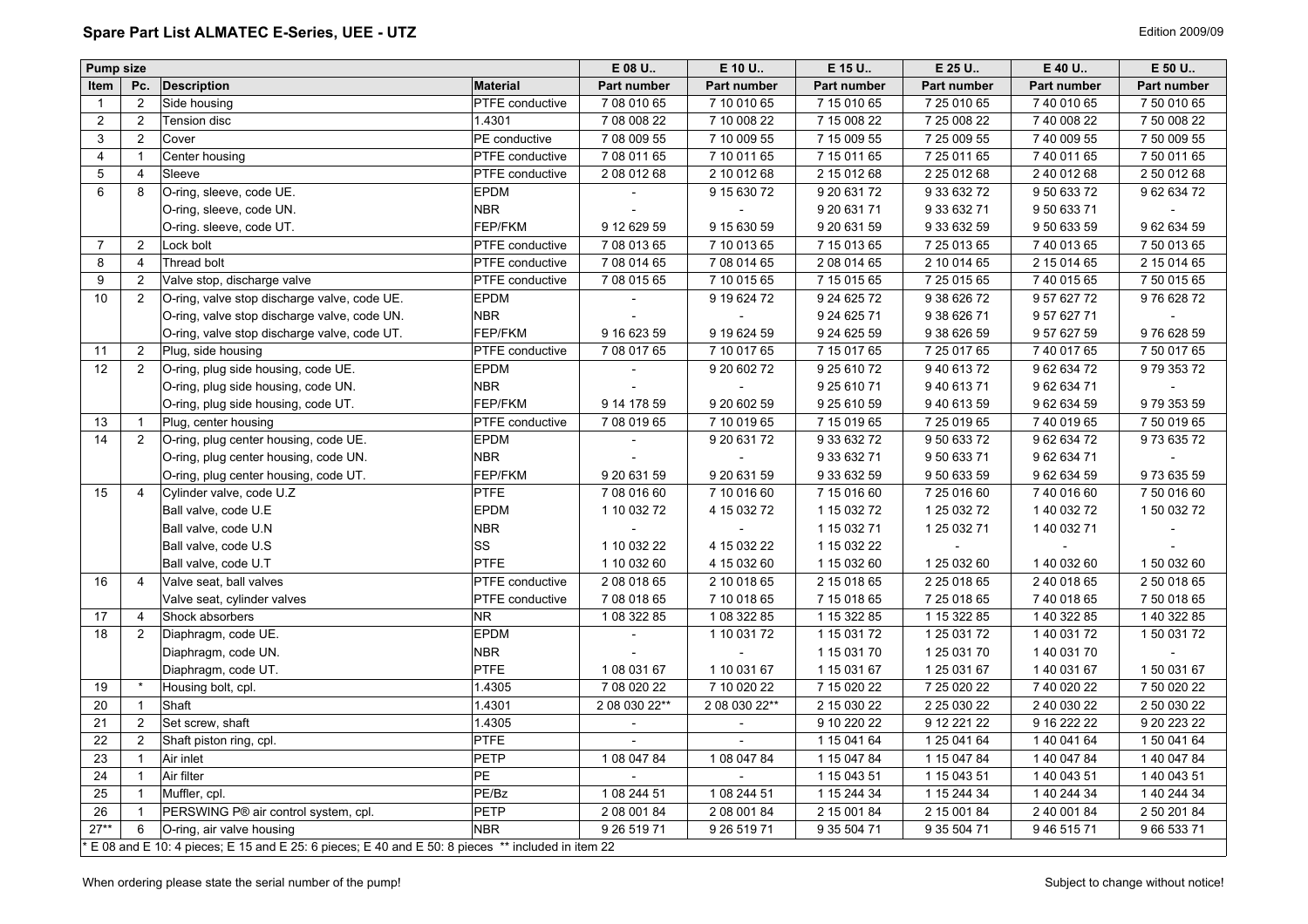## Spare Part List ALMATEC E-Series, UEE - UTZ

Edition 2009/09

| Pump size | | | | E 08 U.. | E 10 U.. | E 15 U.. | E 25 U.. | E 40 U.. | E 50 U.. |
|---|---|---|---|---|---|---|---|---|---|
| Item | Pc. | Description | Material | Part number | Part number | Part number | Part number | Part number | Part number |
| 1 | 2 | Side housing | PTFE conductive | 7 08 010 65 | 7 10 010 65 | 7 15 010 65 | 7 25 010 65 | 7 40 010 65 | 7 50 010 65 |
| 2 | 2 | Tension disc | 1.4301 | 7 08 008 22 | 7 10 008 22 | 7 15 008 22 | 7 25 008 22 | 7 40 008 22 | 7 50 008 22 |
| 3 | 2 | Cover | PE conductive | 7 08 009 55 | 7 10 009 55 | 7 15 009 55 | 7 25 009 55 | 7 40 009 55 | 7 50 009 55 |
| 4 | 1 | Center housing | PTFE conductive | 7 08 011 65 | 7 10 011 65 | 7 15 011 65 | 7 25 011 65 | 7 40 011 65 | 7 50 011 65 |
| 5 | 4 | Sleeve | PTFE conductive | 2 08 012 68 | 2 10 012 68 | 2 15 012 68 | 2 25 012 68 | 2 40 012 68 | 2 50 012 68 |
| 6 | 8 | O-ring, sleeve, code UE. | EPDM | - | 9 15 630 72 | 9 20 631 72 | 9 33 632 72 | 9 50 633 72 | 9 62 634 72 |
| | | O-ring, sleeve, code UN. | NBR | - | - | 9 20 631 71 | 9 33 632 71 | 9 50 633 71 | - |
| | | O-ring. sleeve, code UT. | FEP/FKM | 9 12 629 59 | 9 15 630 59 | 9 20 631 59 | 9 33 632 59 | 9 50 633 59 | 9 62 634 59 |
| 7 | 2 | Lock bolt | PTFE conductive | 7 08 013 65 | 7 10 013 65 | 7 15 013 65 | 7 25 013 65 | 7 40 013 65 | 7 50 013 65 |
| 8 | 4 | Thread bolt | PTFE conductive | 7 08 014 65 | 7 08 014 65 | 2 08 014 65 | 2 10 014 65 | 2 15 014 65 | 2 15 014 65 |
| 9 | 2 | Valve stop, discharge valve | PTFE conductive | 7 08 015 65 | 7 10 015 65 | 7 15 015 65 | 7 25 015 65 | 7 40 015 65 | 7 50 015 65 |
| 10 | 2 | O-ring, valve stop discharge valve, code UE. | EPDM | - | 9 19 624 72 | 9 24 625 72 | 9 38 626 72 | 9 57 627 72 | 9 76 628 72 |
| | | O-ring, valve stop discharge valve, code UN. | NBR | - | - | 9 24 625 71 | 9 38 626 71 | 9 57 627 71 | - |
| | | O-ring, valve stop discharge valve, code UT. | FEP/FKM | 9 16 623 59 | 9 19 624 59 | 9 24 625 59 | 9 38 626 59 | 9 57 627 59 | 9 76 628 59 |
| 11 | 2 | Plug, side housing | PTFE conductive | 7 08 017 65 | 7 10 017 65 | 7 15 017 65 | 7 25 017 65 | 7 40 017 65 | 7 50 017 65 |
| 12 | 2 | O-ring, plug side housing, code UE. | EPDM | - | 9 20 602 72 | 9 25 610 72 | 9 40 613 72 | 9 62 634 72 | 9 79 353 72 |
| | | O-ring, plug side housing, code UN. | NBR | - | - | 9 25 610 71 | 9 40 613 71 | 9 62 634 71 | - |
| | | O-ring, plug side housing, code UT. | FEP/FKM | 9 14 178 59 | 9 20 602 59 | 9 25 610 59 | 9 40 613 59 | 9 62 634 59 | 9 79 353 59 |
| 13 | 1 | Plug, center housing | PTFE conductive | 7 08 019 65 | 7 10 019 65 | 7 15 019 65 | 7 25 019 65 | 7 40 019 65 | 7 50 019 65 |
| 14 | 2 | O-ring, plug center housing, code UE. | EPDM | - | 9 20 631 72 | 9 33 632 72 | 9 50 633 72 | 9 62 634 72 | 9 73 635 72 |
| | | O-ring, plug center housing, code UN. | NBR | - | - | 9 33 632 71 | 9 50 633 71 | 9 62 634 71 | - |
| | | O-ring, plug center housing, code UT. | FEP/FKM | 9 20 631 59 | 9 20 631 59 | 9 33 632 59 | 9 50 633 59 | 9 62 634 59 | 9 73 635 59 |
| 15 | 4 | Cylinder valve, code U.Z | PTFE | 7 08 016 60 | 7 10 016 60 | 7 15 016 60 | 7 25 016 60 | 7 40 016 60 | 7 50 016 60 |
| | | Ball valve, code U.E | EPDM | 1 10 032 72 | 4 15 032 72 | 1 15 032 72 | 1 25 032 72 | 1 40 032 72 | 1 50 032 72 |
| | | Ball valve, code U.N | NBR | - | - | 1 15 032 71 | 1 25 032 71 | 1 40 032 71 | - |
| | | Ball valve, code U.S | SS | 1 10 032 22 | 4 15 032 22 | 1 15 032 22 | - | - | - |
| | | Ball valve, code U.T | PTFE | 1 10 032 60 | 4 15 032 60 | 1 15 032 60 | 1 25 032 60 | 1 40 032 60 | 1 50 032 60 |
| 16 | 4 | Valve seat, ball valves | PTFE conductive | 2 08 018 65 | 2 10 018 65 | 2 15 018 65 | 2 25 018 65 | 2 40 018 65 | 2 50 018 65 |
| | | Valve seat, cylinder valves | PTFE conductive | 7 08 018 65 | 7 10 018 65 | 7 15 018 65 | 7 25 018 65 | 7 40 018 65 | 7 50 018 65 |
| 17 | 4 | Shock absorbers | NR | 1 08 322 85 | 1 08 322 85 | 1 15 322 85 | 1 15 322 85 | 1 40 322 85 | 1 40 322 85 |
| 18 | 2 | Diaphragm, code UE. | EPDM | - | 1 10 031 72 | 1 15 031 72 | 1 25 031 72 | 1 40 031 72 | 1 50 031 72 |
| | | Diaphragm, code UN. | NBR | - | - | 1 15 031 70 | 1 25 031 70 | 1 40 031 70 | - |
| | | Diaphragm, code UT. | PTFE | 1 08 031 67 | 1 10 031 67 | 1 15 031 67 | 1 25 031 67 | 1 40 031 67 | 1 50 031 67 |
| 19 | * | Housing bolt, cpl. | 1.4305 | 7 08 020 22 | 7 10 020 22 | 7 15 020 22 | 7 25 020 22 | 7 40 020 22 | 7 50 020 22 |
| 20 | 1 | Shaft | 1.4301 | 2 08 030 22** | 2 08 030 22** | 2 15 030 22 | 2 25 030 22 | 2 40 030 22 | 2 50 030 22 |
| 21 | 2 | Set screw, shaft | 1.4305 | - | - | 9 10 220 22 | 9 12 221 22 | 9 16 222 22 | 9 20 223 22 |
| 22 | 2 | Shaft piston ring, cpl. | PTFE | - | - | 1 15 041 64 | 1 25 041 64 | 1 40 041 64 | 1 50 041 64 |
| 23 | 1 | Air inlet | PETP | 1 08 047 84 | 1 08 047 84 | 1 15 047 84 | 1 15 047 84 | 1 40 047 84 | 1 40 047 84 |
| 24 | 1 | Air filter | PE | - | - | 1 15 043 51 | 1 15 043 51 | 1 40 043 51 | 1 40 043 51 |
| 25 | 1 | Muffler, cpl. | PE/Bz | 1 08 244 51 | 1 08 244 51 | 1 15 244 34 | 1 15 244 34 | 1 40 244 34 | 1 40 244 34 |
| 26 | 1 | PERSWING P® air control system, cpl. | PETP | 2 08 001 84 | 2 08 001 84 | 2 15 001 84 | 2 15 001 84 | 2 40 001 84 | 2 50 201 84 |
| 27** | 6 | O-ring, air valve housing | NBR | 9 26 519 71 | 9 26 519 71 | 9 35 504 71 | 9 35 504 71 | 9 46 515 71 | 9 66 533 71 |

* E 08 and E 10: 4 pieces; E 15 and E 25: 6 pieces; E 40 and E 50: 8 pieces ** included in item 22

When ordering please state the serial number of the pump!

Subject to change without notice!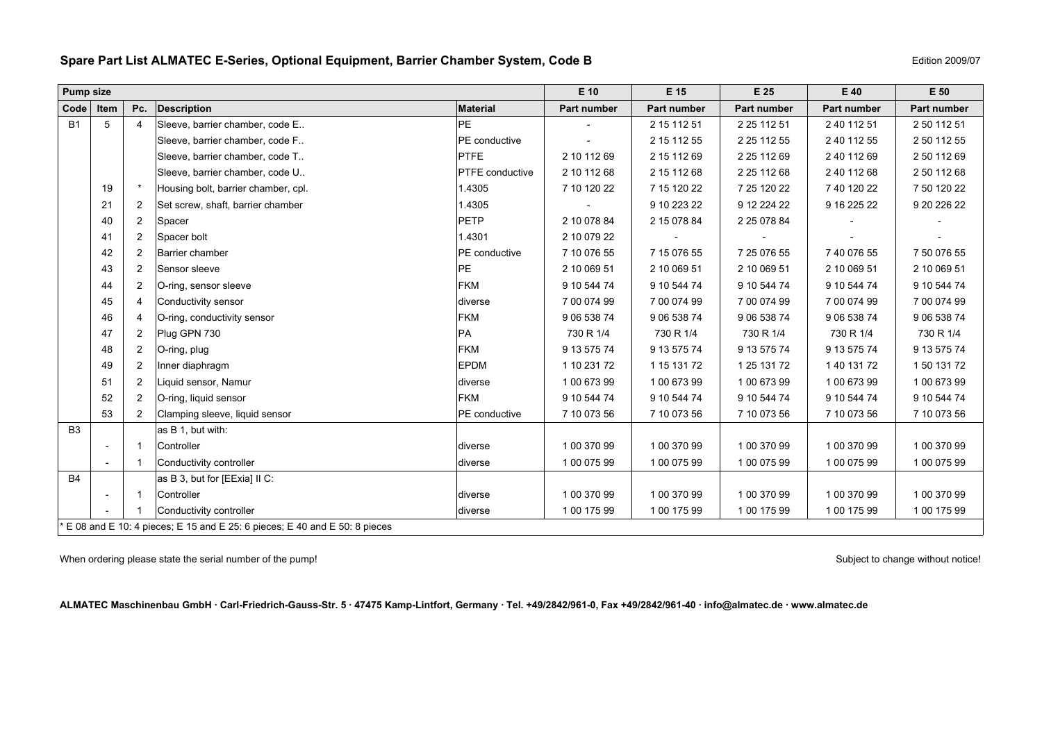## Spare Part List ALMATEC E-Series, Optional Equipment, Barrier Chamber System, Code B

Edition 2009/07

| Pump size | | | | | E 10 | E 15 | E 25 | E 40 | E 50 |
|---|---|---|---|---|---|---|---|---|---|
| **Code** | **Item** | **Pc.** | **Description** | **Material** | **Part number** | **Part number** | **Part number** | **Part number** | **Part number** |
| B1 | 5 | 4 | Sleeve, barrier chamber, code E.. | PE | - | 2 15 112 51 | 2 25 112 51 | 2 40 112 51 | 2 50 112 51 |
| | | | Sleeve, barrier chamber, code F.. | PE conductive | - | 2 15 112 55 | 2 25 112 55 | 2 40 112 55 | 2 50 112 55 |
| | | | Sleeve, barrier chamber, code T.. | PTFE | 2 10 112 69 | 2 15 112 69 | 2 25 112 69 | 2 40 112 69 | 2 50 112 69 |
| | | | Sleeve, barrier chamber, code U.. | PTFE conductive | 2 10 112 68 | 2 15 112 68 | 2 25 112 68 | 2 40 112 68 | 2 50 112 68 |
| | 19 | * | Housing bolt, barrier chamber, cpl. | 1.4305 | 7 10 120 22 | 7 15 120 22 | 7 25 120 22 | 7 40 120 22 | 7 50 120 22 |
| | 21 | 2 | Set screw, shaft, barrier chamber | 1.4305 | - | 9 10 223 22 | 9 12 224 22 | 9 16 225 22 | 9 20 226 22 |
| | 40 | 2 | Spacer | PETP | 2 10 078 84 | 2 15 078 84 | 2 25 078 84 | - | - |
| | 41 | 2 | Spacer bolt | 1.4301 | 2 10 079 22 | - | - | - | - |
| | 42 | 2 | Barrier chamber | PE conductive | 7 10 076 55 | 7 15 076 55 | 7 25 076 55 | 7 40 076 55 | 7 50 076 55 |
| | 43 | 2 | Sensor sleeve | PE | 2 10 069 51 | 2 10 069 51 | 2 10 069 51 | 2 10 069 51 | 2 10 069 51 |
| | 44 | 2 | O-ring, sensor sleeve | FKM | 9 10 544 74 | 9 10 544 74 | 9 10 544 74 | 9 10 544 74 | 9 10 544 74 |
| | 45 | 4 | Conductivity sensor | diverse | 7 00 074 99 | 7 00 074 99 | 7 00 074 99 | 7 00 074 99 | 7 00 074 99 |
| | 46 | 4 | O-ring, conductivity sensor | FKM | 9 06 538 74 | 9 06 538 74 | 9 06 538 74 | 9 06 538 74 | 9 06 538 74 |
| | 47 | 2 | Plug GPN 730 | PA | 730 R 1/4 | 730 R 1/4 | 730 R 1/4 | 730 R 1/4 | 730 R 1/4 |
| | 48 | 2 | O-ring, plug | FKM | 9 13 575 74 | 9 13 575 74 | 9 13 575 74 | 9 13 575 74 | 9 13 575 74 |
| | 49 | 2 | Inner diaphragm | EPDM | 1 10 231 72 | 1 15 131 72 | 1 25 131 72 | 1 40 131 72 | 1 50 131 72 |
| | 51 | 2 | Liquid sensor, Namur | diverse | 1 00 673 99 | 1 00 673 99 | 1 00 673 99 | 1 00 673 99 | 1 00 673 99 |
| | 52 | 2 | O-ring, liquid sensor | FKM | 9 10 544 74 | 9 10 544 74 | 9 10 544 74 | 9 10 544 74 | 9 10 544 74 |
| | 53 | 2 | Clamping sleeve, liquid sensor | PE conductive | 7 10 073 56 | 7 10 073 56 | 7 10 073 56 | 7 10 073 56 | 7 10 073 56 |
| B3 | | | as B 1, but with: | | | | | | |
| | - | 1 | Controller | diverse | 1 00 370 99 | 1 00 370 99 | 1 00 370 99 | 1 00 370 99 | 1 00 370 99 |
| | - | 1 | Conductivity controller | diverse | 1 00 075 99 | 1 00 075 99 | 1 00 075 99 | 1 00 075 99 | 1 00 075 99 |
| B4 | | | as B 3, but for [EExia] II C: | | | | | | |
| | - | 1 | Controller | diverse | 1 00 370 99 | 1 00 370 99 | 1 00 370 99 | 1 00 370 99 | 1 00 370 99 |
| | - | 1 | Conductivity controller | diverse | 1 00 175 99 | 1 00 175 99 | 1 00 175 99 | 1 00 175 99 | 1 00 175 99 |

* E 08 and E 10: 4 pieces; E 15 and E 25: 6 pieces; E 40 and E 50: 8 pieces

When ordering please state the serial number of the pump!

Subject to change without notice!

**ALMATEC Maschinenbau GmbH · Carl-Friedrich-Gauss-Str. 5 · 47475 Kamp-Lintfort, Germany · Tel. +49/2842/961-0, Fax +49/2842/961-40 · info@almatec.de · www.almatec.de**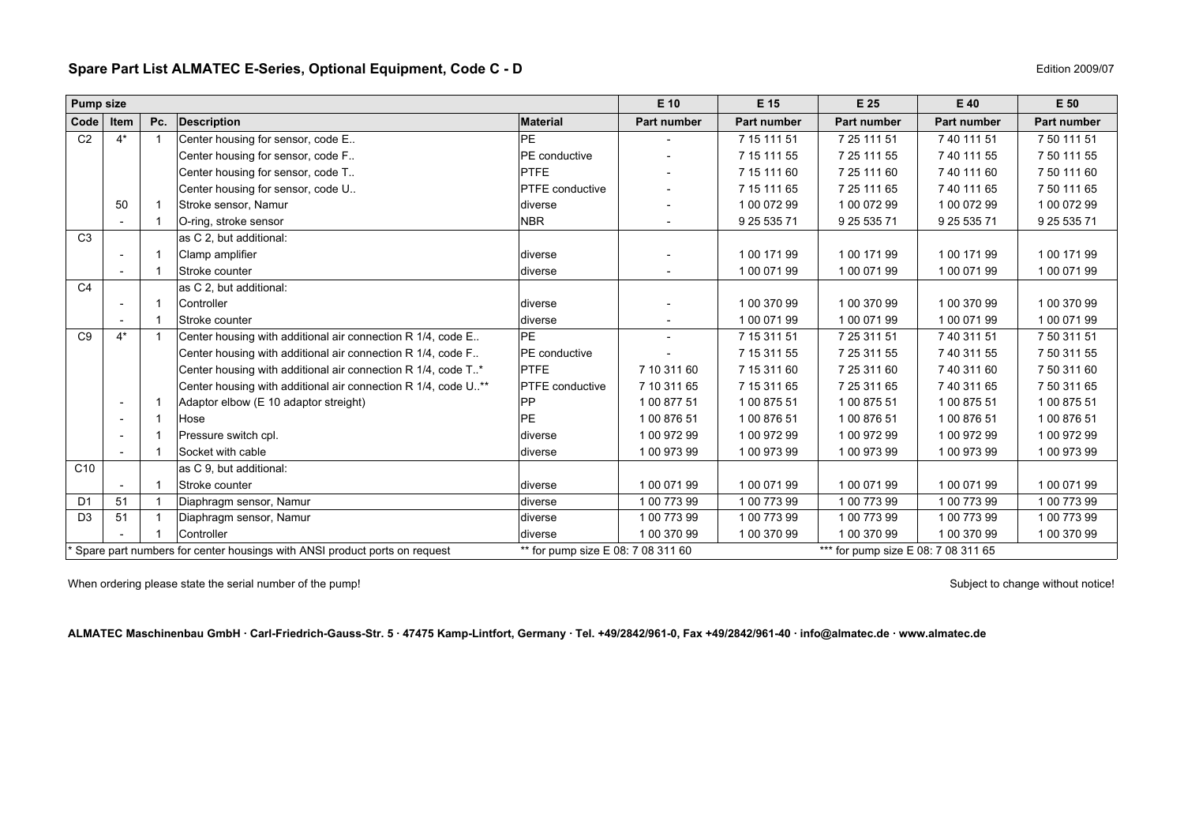## Spare Part List ALMATEC E-Series, Optional Equipment, Code C - D

Edition 2009/07

| Pump size | | | | | E 10 | E 15 | E 25 | E 40 | E 50 |
|---|---|---|---|---|---|---|---|---|---|
| Code | Item | Pc. | Description | Material | Part number | Part number | Part number | Part number | Part number |
| C2 | 4* | 1 | Center housing for sensor, code E.. | PE | - | 7 15 111 51 | 7 25 111 51 | 7 40 111 51 | 7 50 111 51 |
| | | | Center housing for sensor, code F.. | PE conductive | - | 7 15 111 55 | 7 25 111 55 | 7 40 111 55 | 7 50 111 55 |
| | | | Center housing for sensor, code T.. | PTFE | - | 7 15 111 60 | 7 25 111 60 | 7 40 111 60 | 7 50 111 60 |
| | | | Center housing for sensor, code U.. | PTFE conductive | - | 7 15 111 65 | 7 25 111 65 | 7 40 111 65 | 7 50 111 65 |
| | 50 | 1 | Stroke sensor, Namur | diverse | - | 1 00 072 99 | 1 00 072 99 | 1 00 072 99 | 1 00 072 99 |
| | - | 1 | O-ring, stroke sensor | NBR | - | 9 25 535 71 | 9 25 535 71 | 9 25 535 71 | 9 25 535 71 |
| C3 | | | as C 2, but additional: | | | | | | |
| | - | 1 | Clamp amplifier | diverse | - | 1 00 171 99 | 1 00 171 99 | 1 00 171 99 | 1 00 171 99 |
| | - | 1 | Stroke counter | diverse | - | 1 00 071 99 | 1 00 071 99 | 1 00 071 99 | 1 00 071 99 |
| C4 | | | as C 2, but additional: | | | | | | |
| | - | 1 | Controller | diverse | - | 1 00 370 99 | 1 00 370 99 | 1 00 370 99 | 1 00 370 99 |
| | - | 1 | Stroke counter | diverse | - | 1 00 071 99 | 1 00 071 99 | 1 00 071 99 | 1 00 071 99 |
| C9 | 4* | 1 | Center housing with additional air connection R 1/4, code E.. | PE | - | 7 15 311 51 | 7 25 311 51 | 7 40 311 51 | 7 50 311 51 |
| | | | Center housing with additional air connection R 1/4, code F.. | PE conductive | - | 7 15 311 55 | 7 25 311 55 | 7 40 311 55 | 7 50 311 55 |
| | | | Center housing with additional air connection R 1/4, code T..* | PTFE | 7 10 311 60 | 7 15 311 60 | 7 25 311 60 | 7 40 311 60 | 7 50 311 60 |
| | | | Center housing with additional air connection R 1/4, code U..** | PTFE conductive | 7 10 311 65 | 7 15 311 65 | 7 25 311 65 | 7 40 311 65 | 7 50 311 65 |
| | - | 1 | Adaptor elbow (E 10 adaptor streight) | PP | 1 00 877 51 | 1 00 875 51 | 1 00 875 51 | 1 00 875 51 | 1 00 875 51 |
| | - | 1 | Hose | PE | 1 00 876 51 | 1 00 876 51 | 1 00 876 51 | 1 00 876 51 | 1 00 876 51 |
| | - | 1 | Pressure switch cpl. | diverse | 1 00 972 99 | 1 00 972 99 | 1 00 972 99 | 1 00 972 99 | 1 00 972 99 |
| | - | 1 | Socket with cable | diverse | 1 00 973 99 | 1 00 973 99 | 1 00 973 99 | 1 00 973 99 | 1 00 973 99 |
| C10 | | | as C 9, but additional: | | | | | | |
| | - | 1 | Stroke counter | diverse | 1 00 071 99 | 1 00 071 99 | 1 00 071 99 | 1 00 071 99 | 1 00 071 99 |
| D1 | 51 | 1 | Diaphragm sensor, Namur | diverse | 1 00 773 99 | 1 00 773 99 | 1 00 773 99 | 1 00 773 99 | 1 00 773 99 |
| D3 | 51 | 1 | Diaphragm sensor, Namur | diverse | 1 00 773 99 | 1 00 773 99 | 1 00 773 99 | 1 00 773 99 | 1 00 773 99 |
| | - | 1 | Controller | diverse | 1 00 370 99 | 1 00 370 99 | 1 00 370 99 | 1 00 370 99 | 1 00 370 99 |

\* Spare part numbers for center housings with ANSI product ports on request   ** for pump size E 08: 7 08 311 60   *** for pump size E 08: 7 08 311 65

When ordering please state the serial number of the pump!

Subject to change without notice!

**ALMATEC Maschinenbau GmbH · Carl-Friedrich-Gauss-Str. 5 · 47475 Kamp-Lintfort, Germany · Tel. +49/2842/961-0, Fax +49/2842/961-40 · info@almatec.de · www.almatec.de**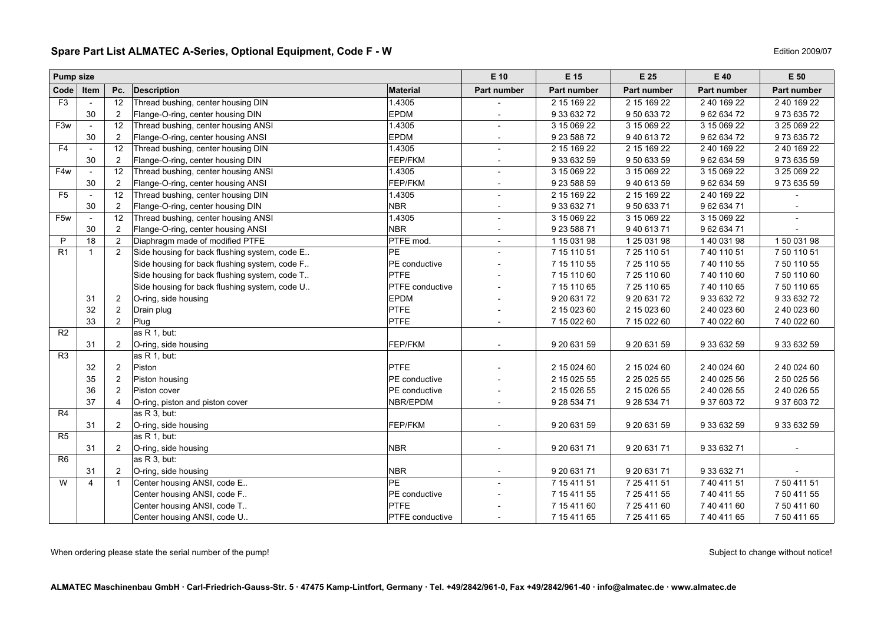## Spare Part List ALMATEC A-Series, Optional Equipment, Code F - W

Edition 2009/07

| Pump size | | | | | E 10 | E 15 | E 25 | E 40 | E 50 |
|---|---|---|---|---|---|---|---|---|---|
| Code | Item | Pc. | Description | Material | Part number | Part number | Part number | Part number | Part number |
| F3 | - | 12 | Thread bushing, center housing DIN | 1.4305 | - | 2 15 169 22 | 2 15 169 22 | 2 40 169 22 | 2 40 169 22 |
| | 30 | 2 | Flange-O-ring, center housing DIN | EPDM | - | 9 33 632 72 | 9 50 633 72 | 9 62 634 72 | 9 73 635 72 |
| F3w | - | 12 | Thread bushing, center housing ANSI | 1.4305 | - | 3 15 069 22 | 3 15 069 22 | 3 15 069 22 | 3 25 069 22 |
| | 30 | 2 | Flange-O-ring, center housing ANSI | EPDM | - | 9 23 588 72 | 9 40 613 72 | 9 62 634 72 | 9 73 635 72 |
| F4 | - | 12 | Thread bushing, center housing DIN | 1.4305 | - | 2 15 169 22 | 2 15 169 22 | 2 40 169 22 | 2 40 169 22 |
| | 30 | 2 | Flange-O-ring, center housing DIN | FEP/FKM | - | 9 33 632 59 | 9 50 633 59 | 9 62 634 59 | 9 73 635 59 |
| F4w | - | 12 | Thread bushing, center housing ANSI | 1.4305 | - | 3 15 069 22 | 3 15 069 22 | 3 15 069 22 | 3 25 069 22 |
| | 30 | 2 | Flange-O-ring, center housing ANSI | FEP/FKM | - | 9 23 588 59 | 9 40 613 59 | 9 62 634 59 | 9 73 635 59 |
| F5 | - | 12 | Thread bushing, center housing DIN | 1.4305 | - | 2 15 169 22 | 2 15 169 22 | 2 40 169 22 | - |
| | 30 | 2 | Flange-O-ring, center housing DIN | NBR | - | 9 33 632 71 | 9 50 633 71 | 9 62 634 71 | - |
| F5w | - | 12 | Thread bushing, center housing ANSI | 1.4305 | - | 3 15 069 22 | 3 15 069 22 | 3 15 069 22 | - |
| | 30 | 2 | Flange-O-ring, center housing ANSI | NBR | - | 9 23 588 71 | 9 40 613 71 | 9 62 634 71 | - |
| P | 18 | 2 | Diaphragm made of modified PTFE | PTFE mod. | - | 1 15 031 98 | 1 25 031 98 | 1 40 031 98 | 1 50 031 98 |
| R1 | 1 | 2 | Side housing for back flushing system, code E.. | PE | - | 7 15 110 51 | 7 25 110 51 | 7 40 110 51 | 7 50 110 51 |
| | | | Side housing for back flushing system, code F.. | PE conductive | - | 7 15 110 55 | 7 25 110 55 | 7 40 110 55 | 7 50 110 55 |
| | | | Side housing for back flushing system, code T.. | PTFE | - | 7 15 110 60 | 7 25 110 60 | 7 40 110 60 | 7 50 110 60 |
| | | | Side housing for back flushing system, code U.. | PTFE conductive | - | 7 15 110 65 | 7 25 110 65 | 7 40 110 65 | 7 50 110 65 |
| | 31 | 2 | O-ring, side housing | EPDM | - | 9 20 631 72 | 9 20 631 72 | 9 33 632 72 | 9 33 632 72 |
| | 32 | 2 | Drain plug | PTFE | - | 2 15 023 60 | 2 15 023 60 | 2 40 023 60 | 2 40 023 60 |
| | 33 | 2 | Plug | PTFE | - | 7 15 022 60 | 7 15 022 60 | 7 40 022 60 | 7 40 022 60 |
| R2 | | | as R 1, but: | | | | | | |
| | 31 | 2 | O-ring, side housing | FEP/FKM | - | 9 20 631 59 | 9 20 631 59 | 9 33 632 59 | 9 33 632 59 |
| R3 | | | as R 1, but: | | | | | | |
| | 32 | 2 | Piston | PTFE | - | 2 15 024 60 | 2 15 024 60 | 2 40 024 60 | 2 40 024 60 |
| | 35 | 2 | Piston housing | PE conductive | - | 2 15 025 55 | 2 25 025 55 | 2 40 025 56 | 2 50 025 56 |
| | 36 | 2 | Piston cover | PE conductive | - | 2 15 026 55 | 2 15 026 55 | 2 40 026 55 | 2 40 026 55 |
| | 37 | 4 | O-ring, piston and piston cover | NBR/EPDM | - | 9 28 534 71 | 9 28 534 71 | 9 37 603 72 | 9 37 603 72 |
| R4 | | | as R 3, but: | | | | | | |
| | 31 | 2 | O-ring, side housing | FEP/FKM | - | 9 20 631 59 | 9 20 631 59 | 9 33 632 59 | 9 33 632 59 |
| R5 | | | as R 1, but: | | | | | | |
| | 31 | 2 | O-ring, side housing | NBR | - | 9 20 631 71 | 9 20 631 71 | 9 33 632 71 | - |
| R6 | | | as R 3, but: | | | | | | |
| | 31 | 2 | O-ring, side housing | NBR | - | 9 20 631 71 | 9 20 631 71 | 9 33 632 71 | - |
| W | 4 | 1 | Center housing ANSI, code E.. | PE | - | 7 15 411 51 | 7 25 411 51 | 7 40 411 51 | 7 50 411 51 |
| | | | Center housing ANSI, code F.. | PE conductive | - | 7 15 411 55 | 7 25 411 55 | 7 40 411 55 | 7 50 411 55 |
| | | | Center housing ANSI, code T.. | PTFE | - | 7 15 411 60 | 7 25 411 60 | 7 40 411 60 | 7 50 411 60 |
| | | | Center housing ANSI, code U.. | PTFE conductive | - | 7 15 411 65 | 7 25 411 65 | 7 40 411 65 | 7 50 411 65 |

When ordering please state the serial number of the pump!

Subject to change without notice!

**ALMATEC Maschinenbau GmbH · Carl-Friedrich-Gauss-Str. 5 · 47475 Kamp-Lintfort, Germany · Tel. +49/2842/961-0, Fax +49/2842/961-40 · info@almatec.de · www.almatec.de**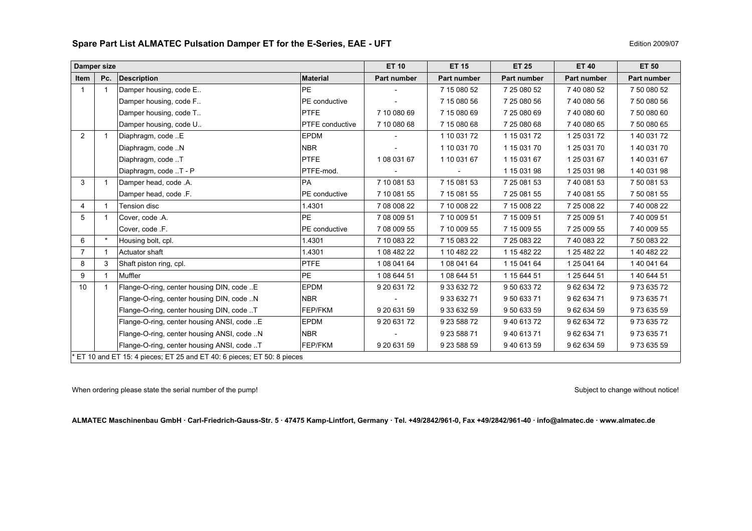## Spare Part List ALMATEC Pulsation Damper ET for the E-Series, EAE - UFT

Edition 2009/07

| Damper size | | | | ET 10 | ET 15 | ET 25 | ET 40 | ET 50 |
|---|---|---|---|---|---|---|---|---|
| **Item** | **Pc.** | **Description** | **Material** | **Part number** | **Part number** | **Part number** | **Part number** | **Part number** |
| 1 | 1 | Damper housing, code E.. | PE | - | 7 15 080 52 | 7 25 080 52 | 7 40 080 52 | 7 50 080 52 |
| | | Damper housing, code F.. | PE conductive | - | 7 15 080 56 | 7 25 080 56 | 7 40 080 56 | 7 50 080 56 |
| | | Damper housing, code T.. | PTFE | 7 10 080 69 | 7 15 080 69 | 7 25 080 69 | 7 40 080 60 | 7 50 080 60 |
| | | Damper housing, code U.. | PTFE conductive | 7 10 080 68 | 7 15 080 68 | 7 25 080 68 | 7 40 080 65 | 7 50 080 65 |
| 2 | 1 | Diaphragm, code ..E | EPDM | - | 1 10 031 72 | 1 15 031 72 | 1 25 031 72 | 1 40 031 72 |
| | | Diaphragm, code ..N | NBR | - | 1 10 031 70 | 1 15 031 70 | 1 25 031 70 | 1 40 031 70 |
| | | Diaphragm, code ..T | PTFE | 1 08 031 67 | 1 10 031 67 | 1 15 031 67 | 1 25 031 67 | 1 40 031 67 |
| | | Diaphragm, code ..T - P | PTFE-mod. | - | - | 1 15 031 98 | 1 25 031 98 | 1 40 031 98 |
| 3 | 1 | Damper head, code .A. | PA | 7 10 081 53 | 7 15 081 53 | 7 25 081 53 | 7 40 081 53 | 7 50 081 53 |
| | | Damper head, code .F. | PE conductive | 7 10 081 55 | 7 15 081 55 | 7 25 081 55 | 7 40 081 55 | 7 50 081 55 |
| 4 | 1 | Tension disc | 1.4301 | 7 08 008 22 | 7 10 008 22 | 7 15 008 22 | 7 25 008 22 | 7 40 008 22 |
| 5 | 1 | Cover, code .A. | PE | 7 08 009 51 | 7 10 009 51 | 7 15 009 51 | 7 25 009 51 | 7 40 009 51 |
| | | Cover, code .F. | PE conductive | 7 08 009 55 | 7 10 009 55 | 7 15 009 55 | 7 25 009 55 | 7 40 009 55 |
| 6 | * | Housing bolt, cpl. | 1.4301 | 7 10 083 22 | 7 15 083 22 | 7 25 083 22 | 7 40 083 22 | 7 50 083 22 |
| 7 | 1 | Actuator shaft | 1.4301 | 1 08 482 22 | 1 10 482 22 | 1 15 482 22 | 1 25 482 22 | 1 40 482 22 |
| 8 | 3 | Shaft piston ring, cpl. | PTFE | 1 08 041 64 | 1 08 041 64 | 1 15 041 64 | 1 25 041 64 | 1 40 041 64 |
| 9 | 1 | Muffler | PE | 1 08 644 51 | 1 08 644 51 | 1 15 644 51 | 1 25 644 51 | 1 40 644 51 |
| 10 | 1 | Flange-O-ring, center housing DIN, code ..E | EPDM | 9 20 631 72 | 9 33 632 72 | 9 50 633 72 | 9 62 634 72 | 9 73 635 72 |
| | | Flange-O-ring, center housing DIN, code ..N | NBR | - | 9 33 632 71 | 9 50 633 71 | 9 62 634 71 | 9 73 635 71 |
| | | Flange-O-ring, center housing DIN, code ..T | FEP/FKM | 9 20 631 59 | 9 33 632 59 | 9 50 633 59 | 9 62 634 59 | 9 73 635 59 |
| | | Flange-O-ring, center housing ANSI, code ..E | EPDM | 9 20 631 72 | 9 23 588 72 | 9 40 613 72 | 9 62 634 72 | 9 73 635 72 |
| | | Flange-O-ring, center housing ANSI, code ..N | NBR | - | 9 23 588 71 | 9 40 613 71 | 9 62 634 71 | 9 73 635 71 |
| | | Flange-O-ring, center housing ANSI, code ..T | FEP/FKM | 9 20 631 59 | 9 23 588 59 | 9 40 613 59 | 9 62 634 59 | 9 73 635 59 |

* ET 10 and ET 15: 4 pieces; ET 25 and ET 40: 6 pieces; ET 50: 8 pieces

When ordering please state the serial number of the pump!

Subject to change without notice!

**ALMATEC Maschinenbau GmbH · Carl-Friedrich-Gauss-Str. 5 · 47475 Kamp-Lintfort, Germany · Tel. +49/2842/961-0, Fax +49/2842/961-40 · info@almatec.de · www.almatec.de**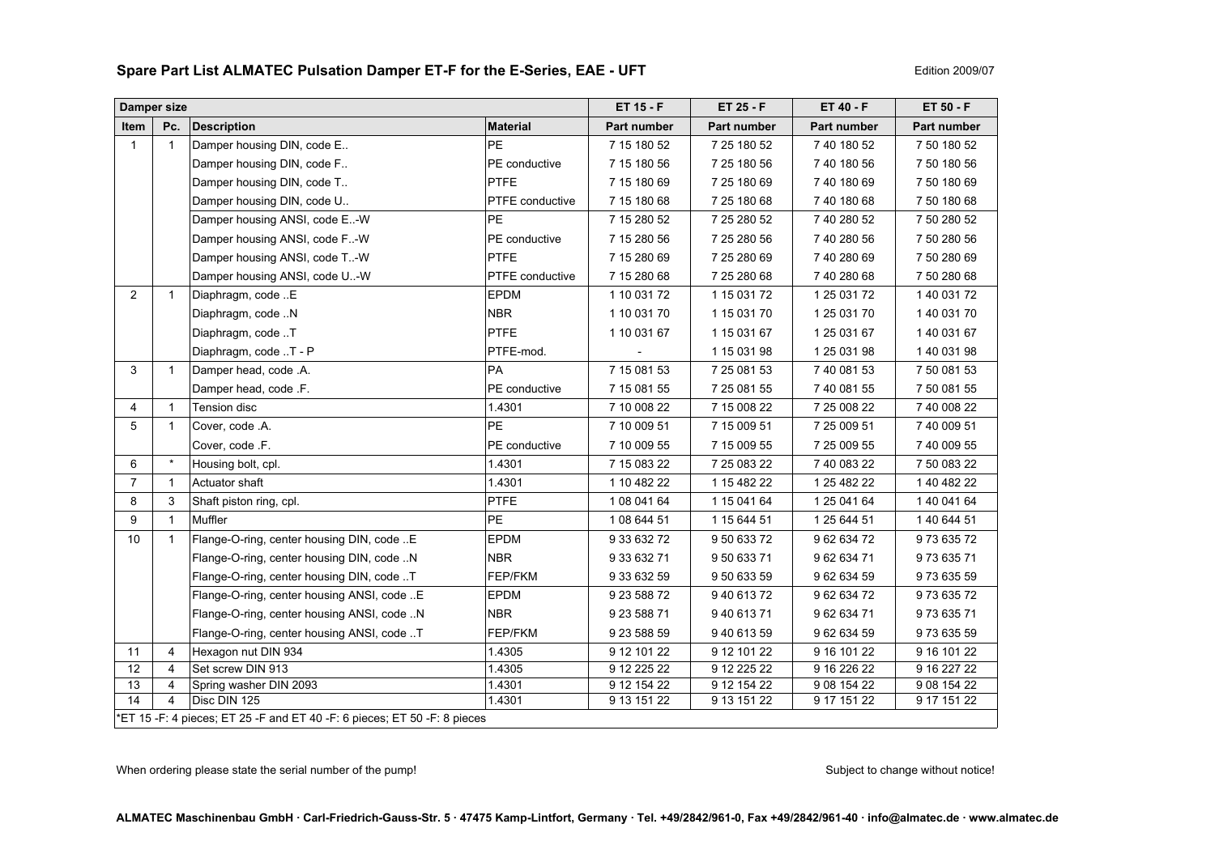## Spare Part List ALMATEC Pulsation Damper ET-F for the E-Series, EAE - UFT

Edition 2009/07

| Damper size | | | | ET 15 - F | ET 25 - F | ET 40 - F | ET 50 - F |
|---|---|---|---|---|---|---|---|
| **Item** | **Pc.** | **Description** | **Material** | **Part number** | **Part number** | **Part number** | **Part number** |
| 1 | 1 | Damper housing DIN, code E.. | PE | 7 15 180 52 | 7 25 180 52 | 7 40 180 52 | 7 50 180 52 |
| | | Damper housing DIN, code F.. | PE conductive | 7 15 180 56 | 7 25 180 56 | 7 40 180 56 | 7 50 180 56 |
| | | Damper housing DIN, code T.. | PTFE | 7 15 180 69 | 7 25 180 69 | 7 40 180 69 | 7 50 180 69 |
| | | Damper housing DIN, code U.. | PTFE conductive | 7 15 180 68 | 7 25 180 68 | 7 40 180 68 | 7 50 180 68 |
| | | Damper housing ANSI, code E..-W | PE | 7 15 280 52 | 7 25 280 52 | 7 40 280 52 | 7 50 280 52 |
| | | Damper housing ANSI, code F..-W | PE conductive | 7 15 280 56 | 7 25 280 56 | 7 40 280 56 | 7 50 280 56 |
| | | Damper housing ANSI, code T..-W | PTFE | 7 15 280 69 | 7 25 280 69 | 7 40 280 69 | 7 50 280 69 |
| | | Damper housing ANSI, code U..-W | PTFE conductive | 7 15 280 68 | 7 25 280 68 | 7 40 280 68 | 7 50 280 68 |
| 2 | 1 | Diaphragm, code ..E | EPDM | 1 10 031 72 | 1 15 031 72 | 1 25 031 72 | 1 40 031 72 |
| | | Diaphragm, code ..N | NBR | 1 10 031 70 | 1 15 031 70 | 1 25 031 70 | 1 40 031 70 |
| | | Diaphragm, code ..T | PTFE | 1 10 031 67 | 1 15 031 67 | 1 25 031 67 | 1 40 031 67 |
| | | Diaphragm, code ..T - P | PTFE-mod. | - | 1 15 031 98 | 1 25 031 98 | 1 40 031 98 |
| 3 | 1 | Damper head, code .A. | PA | 7 15 081 53 | 7 25 081 53 | 7 40 081 53 | 7 50 081 53 |
| | | Damper head, code .F. | PE conductive | 7 15 081 55 | 7 25 081 55 | 7 40 081 55 | 7 50 081 55 |
| 4 | 1 | Tension disc | 1.4301 | 7 10 008 22 | 7 15 008 22 | 7 25 008 22 | 7 40 008 22 |
| 5 | 1 | Cover, code .A. | PE | 7 10 009 51 | 7 15 009 51 | 7 25 009 51 | 7 40 009 51 |
| | | Cover, code .F. | PE conductive | 7 10 009 55 | 7 15 009 55 | 7 25 009 55 | 7 40 009 55 |
| 6 | * | Housing bolt, cpl. | 1.4301 | 7 15 083 22 | 7 25 083 22 | 7 40 083 22 | 7 50 083 22 |
| 7 | 1 | Actuator shaft | 1.4301 | 1 10 482 22 | 1 15 482 22 | 1 25 482 22 | 1 40 482 22 |
| 8 | 3 | Shaft piston ring, cpl. | PTFE | 1 08 041 64 | 1 15 041 64 | 1 25 041 64 | 1 40 041 64 |
| 9 | 1 | Muffler | PE | 1 08 644 51 | 1 15 644 51 | 1 25 644 51 | 1 40 644 51 |
| 10 | 1 | Flange-O-ring, center housing DIN, code ..E | EPDM | 9 33 632 72 | 9 50 633 72 | 9 62 634 72 | 9 73 635 72 |
| | | Flange-O-ring, center housing DIN, code ..N | NBR | 9 33 632 71 | 9 50 633 71 | 9 62 634 71 | 9 73 635 71 |
| | | Flange-O-ring, center housing DIN, code ..T | FEP/FKM | 9 33 632 59 | 9 50 633 59 | 9 62 634 59 | 9 73 635 59 |
| | | Flange-O-ring, center housing ANSI, code ..E | EPDM | 9 23 588 72 | 9 40 613 72 | 9 62 634 72 | 9 73 635 72 |
| | | Flange-O-ring, center housing ANSI, code ..N | NBR | 9 23 588 71 | 9 40 613 71 | 9 62 634 71 | 9 73 635 71 |
| | | Flange-O-ring, center housing ANSI, code ..T | FEP/FKM | 9 23 588 59 | 9 40 613 59 | 9 62 634 59 | 9 73 635 59 |
| 11 | 4 | Hexagon nut DIN 934 | 1.4305 | 9 12 101 22 | 9 12 101 22 | 9 16 101 22 | 9 16 101 22 |
| 12 | 4 | Set screw DIN 913 | 1.4305 | 9 12 225 22 | 9 12 225 22 | 9 16 226 22 | 9 16 227 22 |
| 13 | 4 | Spring washer DIN 2093 | 1.4301 | 9 12 154 22 | 9 12 154 22 | 9 08 154 22 | 9 08 154 22 |
| 14 | 4 | Disc DIN 125 | 1.4301 | 9 13 151 22 | 9 13 151 22 | 9 17 151 22 | 9 17 151 22 |

*ET 15 -F: 4 pieces; ET 25 -F and ET 40 -F: 6 pieces; ET 50 -F: 8 pieces

When ordering please state the serial number of the pump!

Subject to change without notice!

**ALMATEC Maschinenbau GmbH · Carl-Friedrich-Gauss-Str. 5 · 47475 Kamp-Lintfort, Germany · Tel. +49/2842/961-0, Fax +49/2842/961-40 · info@almatec.de · www.almatec.de**